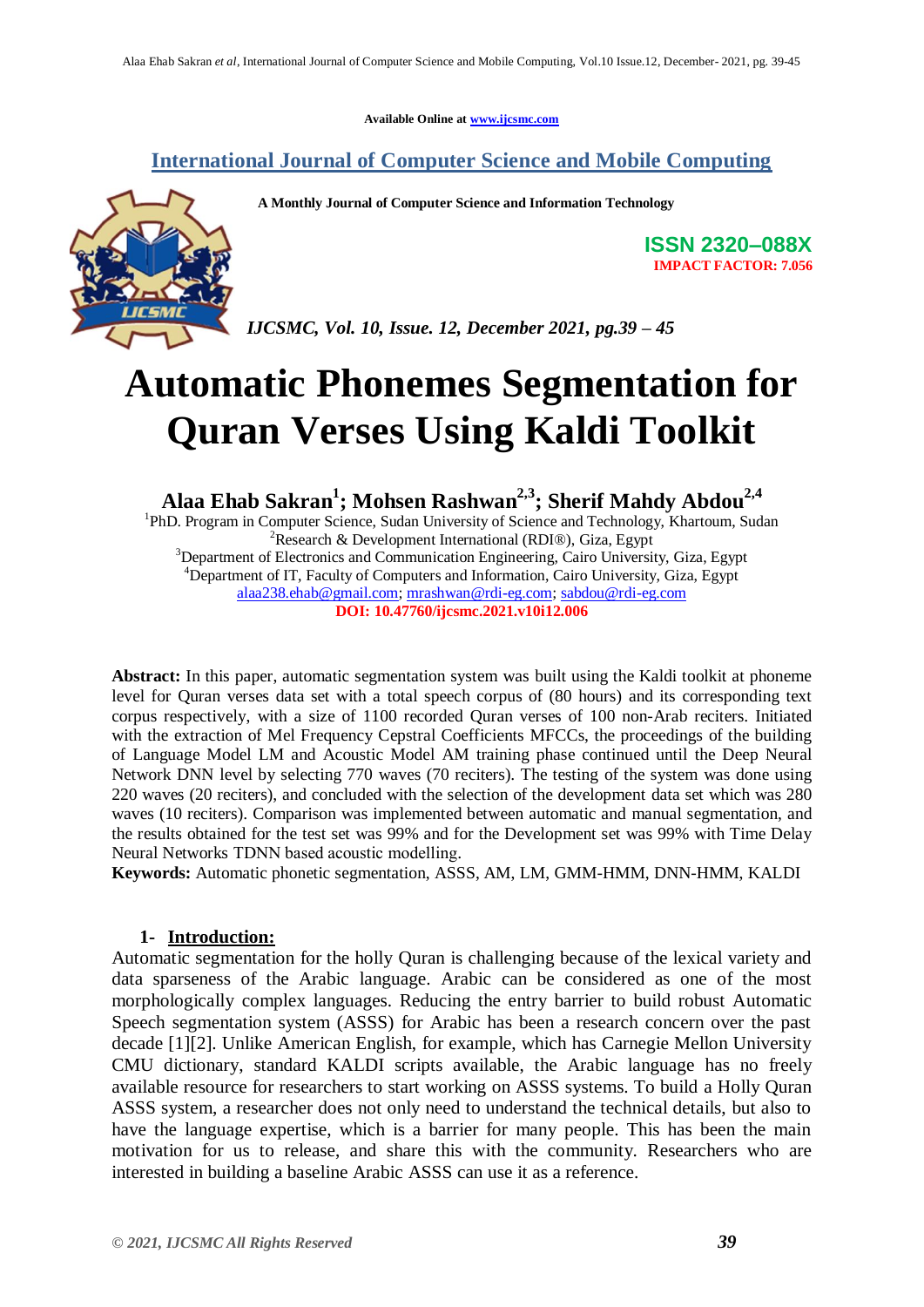Available Online at www.ijcsmc.com

**International Journal of Computer Science and Mobile Computing**

**A Monthly Journal of Computer Science and Information Technology**

**ISSN 2320–088X**
**IMPACT FACTOR: 7.056**

*IJCSMC, Vol. 10, Issue. 12, December 2021, pg.39 – 45*

# Automatic Phonemes Segmentation for Quran Verses Using Kaldi Toolkit

**Alaa Ehab Sakran[1]; Mohsen Rashwan[2,3]; Sherif Mahdy Abdou[2,4]**

[1]PhD. Program in Computer Science, Sudan University of Science and Technology, Khartoum, Sudan
[2]Research & Development International (RDI®), Giza, Egypt
[3]Department of Electronics and Communication Engineering, Cairo University, Giza, Egypt
[4]Department of IT, Faculty of Computers and Information, Cairo University, Giza, Egypt
alaa238.ehab@gmail.com; mrashwan@rdi-eg.com; sabdou@rdi-eg.com
**DOI: 10.47760/ijcsmc.2021.v10i12.006**

**Abstract:** In this paper, automatic segmentation system was built using the Kaldi toolkit at phoneme level for Quran verses data set with a total speech corpus of (80 hours) and its corresponding text corpus respectively, with a size of 1100 recorded Quran verses of 100 non-Arab reciters. Initiated with the extraction of Mel Frequency Cepstral Coefficients MFCCs, the proceedings of the building of Language Model LM and Acoustic Model AM training phase continued until the Deep Neural Network DNN level by selecting 770 waves (70 reciters). The testing of the system was done using 220 waves (20 reciters), and concluded with the selection of the development data set which was 280 waves (10 reciters). Comparison was implemented between automatic and manual segmentation, and the results obtained for the test set was 99% and for the Development set was 99% with Time Delay Neural Networks TDNN based acoustic modelling.

**Keywords:** Automatic phonetic segmentation, ASSS, AM, LM, GMM-HMM, DNN-HMM, KALDI

## 1- Introduction:

Automatic segmentation for the holly Quran is challenging because of the lexical variety and data sparseness of the Arabic language. Arabic can be considered as one of the most morphologically complex languages. Reducing the entry barrier to build robust Automatic Speech segmentation system (ASSS) for Arabic has been a research concern over the past decade [1][2]. Unlike American English, for example, which has Carnegie Mellon University CMU dictionary, standard KALDI scripts available, the Arabic language has no freely available resource for researchers to start working on ASSS systems. To build a Holly Quran ASSS system, a researcher does not only need to understand the technical details, but also to have the language expertise, which is a barrier for many people. This has been the main motivation for us to release, and share this with the community. Researchers who are interested in building a baseline Arabic ASSS can use it as a reference.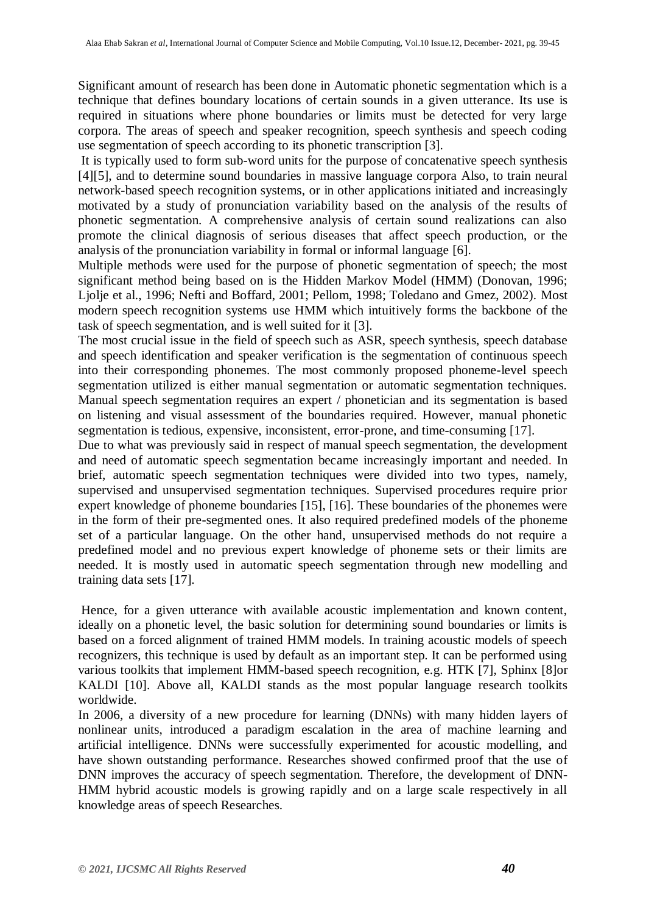Significant amount of research has been done in Automatic phonetic segmentation which is a technique that defines boundary locations of certain sounds in a given utterance. Its use is required in situations where phone boundaries or limits must be detected for very large corpora. The areas of speech and speaker recognition, speech synthesis and speech coding use segmentation of speech according to its phonetic transcription [3].

It is typically used to form sub-word units for the purpose of concatenative speech synthesis [4][5], and to determine sound boundaries in massive language corpora Also, to train neural network-based speech recognition systems, or in other applications initiated and increasingly motivated by a study of pronunciation variability based on the analysis of the results of phonetic segmentation. A comprehensive analysis of certain sound realizations can also promote the clinical diagnosis of serious diseases that affect speech production, or the analysis of the pronunciation variability in formal or informal language [6].

Multiple methods were used for the purpose of phonetic segmentation of speech; the most significant method being based on is the Hidden Markov Model (HMM) (Donovan, 1996; Ljolje et al., 1996; Nefti and Boffard, 2001; Pellom, 1998; Toledano and Gmez, 2002). Most modern speech recognition systems use HMM which intuitively forms the backbone of the task of speech segmentation, and is well suited for it [3].

The most crucial issue in the field of speech such as ASR, speech synthesis, speech database and speech identification and speaker verification is the segmentation of continuous speech into their corresponding phonemes. The most commonly proposed phoneme-level speech segmentation utilized is either manual segmentation or automatic segmentation techniques. Manual speech segmentation requires an expert / phonetician and its segmentation is based on listening and visual assessment of the boundaries required. However, manual phonetic segmentation is tedious, expensive, inconsistent, error-prone, and time-consuming [17].

Due to what was previously said in respect of manual speech segmentation, the development and need of automatic speech segmentation became increasingly important and needed. In brief, automatic speech segmentation techniques were divided into two types, namely, supervised and unsupervised segmentation techniques. Supervised procedures require prior expert knowledge of phoneme boundaries [15], [16]. These boundaries of the phonemes were in the form of their pre-segmented ones. It also required predefined models of the phoneme set of a particular language. On the other hand, unsupervised methods do not require a predefined model and no previous expert knowledge of phoneme sets or their limits are needed. It is mostly used in automatic speech segmentation through new modelling and training data sets [17].

Hence, for a given utterance with available acoustic implementation and known content, ideally on a phonetic level, the basic solution for determining sound boundaries or limits is based on a forced alignment of trained HMM models. In training acoustic models of speech recognizers, this technique is used by default as an important step. It can be performed using various toolkits that implement HMM-based speech recognition, e.g. HTK [7], Sphinx [8]or KALDI [10]. Above all, KALDI stands as the most popular language research toolkits worldwide.

In 2006, a diversity of a new procedure for learning (DNNs) with many hidden layers of nonlinear units, introduced a paradigm escalation in the area of machine learning and artificial intelligence. DNNs were successfully experimented for acoustic modelling, and have shown outstanding performance. Researches showed confirmed proof that the use of DNN improves the accuracy of speech segmentation. Therefore, the development of DNN-HMM hybrid acoustic models is growing rapidly and on a large scale respectively in all knowledge areas of speech Researches.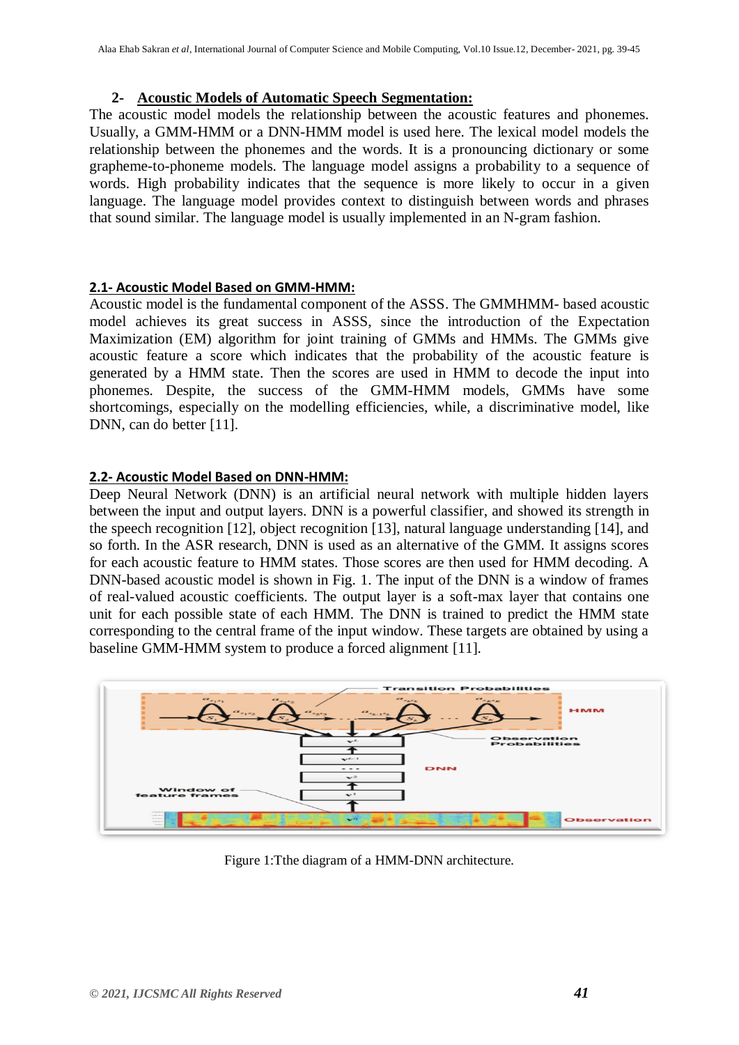## 2- Acoustic Models of Automatic Speech Segmentation:

The acoustic model models the relationship between the acoustic features and phonemes. Usually, a GMM-HMM or a DNN-HMM model is used here. The lexical model models the relationship between the phonemes and the words. It is a pronouncing dictionary or some grapheme-to-phoneme models. The language model assigns a probability to a sequence of words. High probability indicates that the sequence is more likely to occur in a given language. The language model provides context to distinguish between words and phrases that sound similar. The language model is usually implemented in an N-gram fashion.

### 2.1- Acoustic Model Based on GMM-HMM:

Acoustic model is the fundamental component of the ASSS. The GMMHMM- based acoustic model achieves its great success in ASSS, since the introduction of the Expectation Maximization (EM) algorithm for joint training of GMMs and HMMs. The GMMs give acoustic feature a score which indicates that the probability of the acoustic feature is generated by a HMM state. Then the scores are used in HMM to decode the input into phonemes. Despite, the success of the GMM-HMM models, GMMs have some shortcomings, especially on the modelling efficiencies, while, a discriminative model, like DNN, can do better [11].

### 2.2- Acoustic Model Based on DNN-HMM:

Deep Neural Network (DNN) is an artificial neural network with multiple hidden layers between the input and output layers. DNN is a powerful classifier, and showed its strength in the speech recognition [12], object recognition [13], natural language understanding [14], and so forth. In the ASR research, DNN is used as an alternative of the GMM. It assigns scores for each acoustic feature to HMM states. Those scores are then used for HMM decoding. A DNN-based acoustic model is shown in Fig. 1. The input of the DNN is a window of frames of real-valued acoustic coefficients. The output layer is a soft-max layer that contains one unit for each possible state of each HMM. The DNN is trained to predict the HMM state corresponding to the central frame of the input window. These targets are obtained by using a baseline GMM-HMM system to produce a forced alignment [11].

Figure 1:Tthe diagram of a HMM-DNN architecture.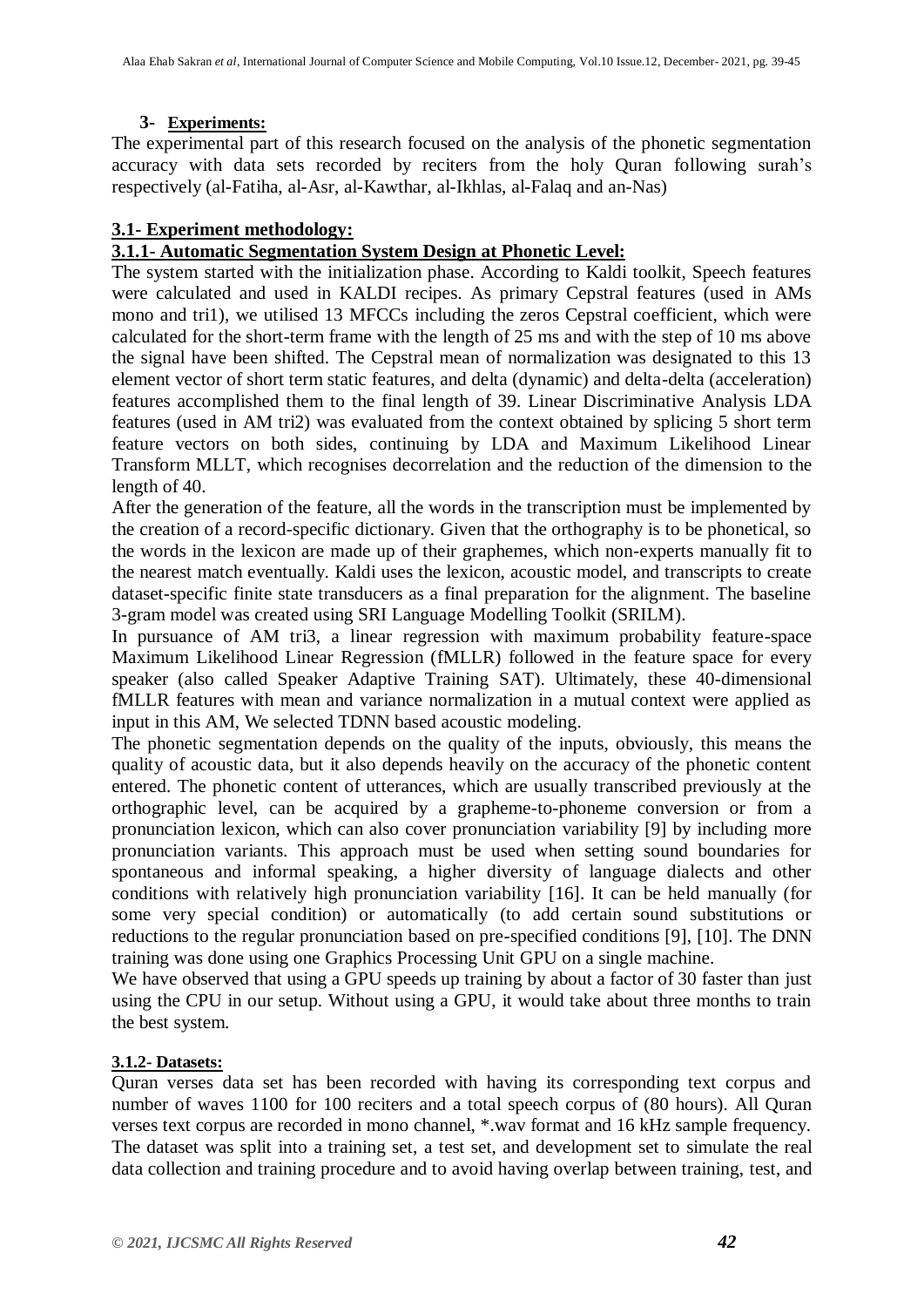### 3- Experiments:

The experimental part of this research focused on the analysis of the phonetic segmentation accuracy with data sets recorded by reciters from the holy Quran following surah's respectively (al-Fatiha, al-Asr, al-Kawthar, al-Ikhlas, al-Falaq and an-Nas)

#### 3.1- Experiment methodology:

#### 3.1.1- Automatic Segmentation System Design at Phonetic Level:

The system started with the initialization phase. According to Kaldi toolkit, Speech features were calculated and used in KALDI recipes. As primary Cepstral features (used in AMs mono and tri1), we utilised 13 MFCCs including the zeros Cepstral coefficient, which were calculated for the short-term frame with the length of 25 ms and with the step of 10 ms above the signal have been shifted. The Cepstral mean of normalization was designated to this 13 element vector of short term static features, and delta (dynamic) and delta-delta (acceleration) features accomplished them to the final length of 39. Linear Discriminative Analysis LDA features (used in AM tri2) was evaluated from the context obtained by splicing 5 short term feature vectors on both sides, continuing by LDA and Maximum Likelihood Linear Transform MLLT, which recognises decorrelation and the reduction of the dimension to the length of 40.

After the generation of the feature, all the words in the transcription must be implemented by the creation of a record-specific dictionary. Given that the orthography is to be phonetical, so the words in the lexicon are made up of their graphemes, which non-experts manually fit to the nearest match eventually. Kaldi uses the lexicon, acoustic model, and transcripts to create dataset-specific finite state transducers as a final preparation for the alignment. The baseline 3-gram model was created using SRI Language Modelling Toolkit (SRILM).

In pursuance of AM tri3, a linear regression with maximum probability feature-space Maximum Likelihood Linear Regression (fMLLR) followed in the feature space for every speaker (also called Speaker Adaptive Training SAT). Ultimately, these 40-dimensional fMLLR features with mean and variance normalization in a mutual context were applied as input in this AM, We selected TDNN based acoustic modeling.

The phonetic segmentation depends on the quality of the inputs, obviously, this means the quality of acoustic data, but it also depends heavily on the accuracy of the phonetic content entered. The phonetic content of utterances, which are usually transcribed previously at the orthographic level, can be acquired by a grapheme-to-phoneme conversion or from a pronunciation lexicon, which can also cover pronunciation variability [9] by including more pronunciation variants. This approach must be used when setting sound boundaries for spontaneous and informal speaking, a higher diversity of language dialects and other conditions with relatively high pronunciation variability [16]. It can be held manually (for some very special condition) or automatically (to add certain sound substitutions or reductions to the regular pronunciation based on pre-specified conditions [9], [10]. The DNN training was done using one Graphics Processing Unit GPU on a single machine.

We have observed that using a GPU speeds up training by about a factor of 30 faster than just using the CPU in our setup. Without using a GPU, it would take about three months to train the best system.

#### 3.1.2- Datasets:

Quran verses data set has been recorded with having its corresponding text corpus and number of waves 1100 for 100 reciters and a total speech corpus of (80 hours). All Quran verses text corpus are recorded in mono channel, *.wav format and 16 kHz sample frequency. The dataset was split into a training set, a test set, and development set to simulate the real data collection and training procedure and to avoid having overlap between training, test, and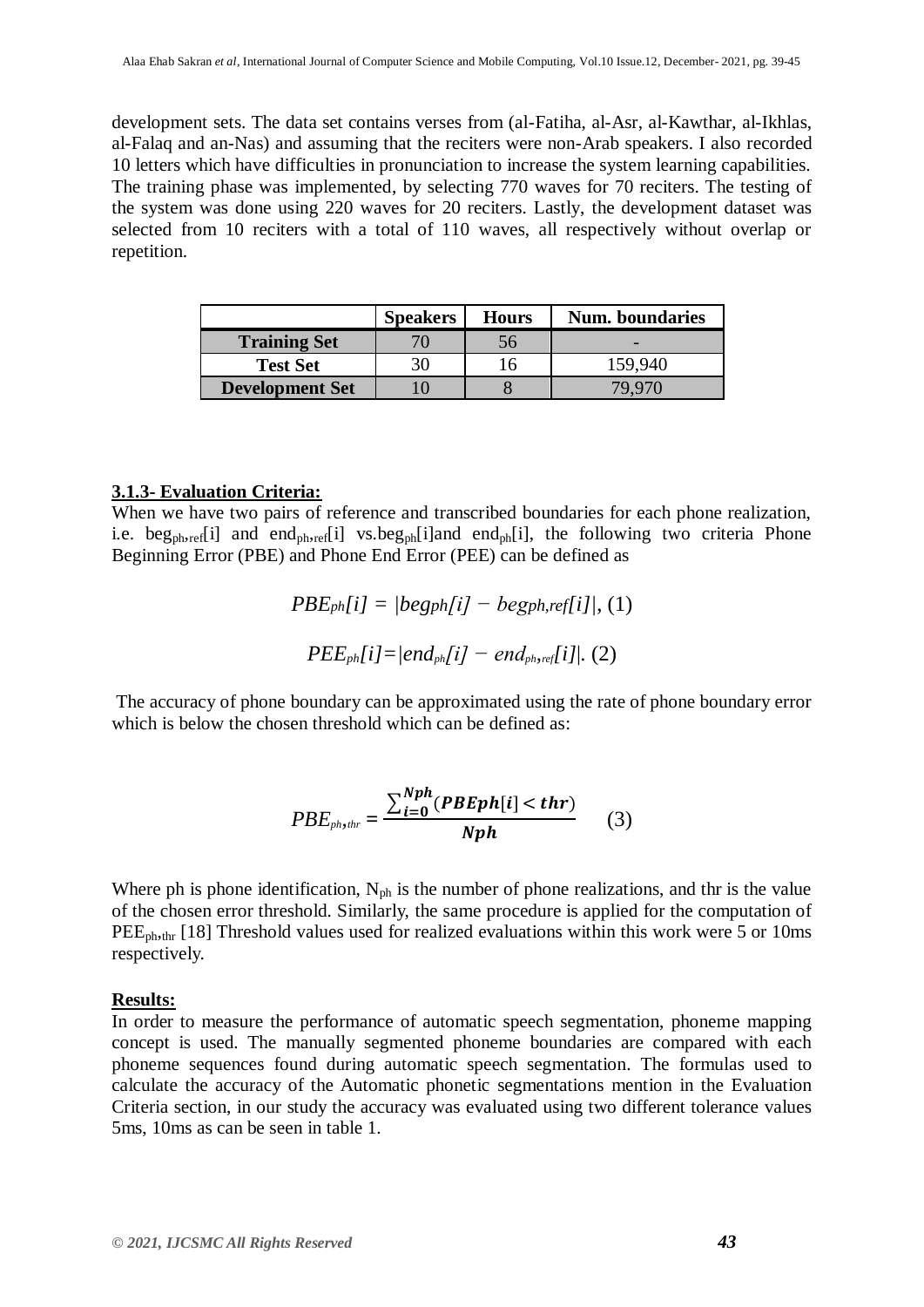development sets. The data set contains verses from (al-Fatiha, al-Asr, al-Kawthar, al-Ikhlas, al-Falaq and an-Nas) and assuming that the reciters were non-Arab speakers. I also recorded 10 letters which have difficulties in pronunciation to increase the system learning capabilities. The training phase was implemented, by selecting 770 waves for 70 reciters. The testing of the system was done using 220 waves for 20 reciters. Lastly, the development dataset was selected from 10 reciters with a total of 110 waves, all respectively without overlap or repetition.

| | **Speakers** | **Hours** | **Num. boundaries** |
|---|---|---|---|
| **Training Set** | 70 | 56 | - |
| **Test Set** | 30 | 16 | 159,940 |
| **Development Set** | 10 | 8 | 79,970 |

**3.1.3- Evaluation Criteria:**

When we have two pairs of reference and transcribed boundaries for each phone realization, i.e. $beg_{ph,ref}[i]$ and $end_{ph,ref}[i]$ vs.$beg_{ph}[i]$and $end_{ph}[i]$, the following two criteria Phone Beginning Error (PBE) and Phone End Error (PEE) can be defined as

$$PBE_{ph}[i] = |beg_{ph}[i] - beg_{ph,ref}[i]|, \quad (1)$$

$$PEE_{ph}[i]=|end_{ph}[i] - end_{ph,ref}[i]|. \quad (2)$$

The accuracy of phone boundary can be approximated using the rate of phone boundary error which is below the chosen threshold which can be defined as:

$$PBE_{ph,thr} = \frac{\sum_{i=0}^{Nph}(PBEph[i] < thr)}{Nph} \quad (3)$$

Where ph is phone identification, $N_{ph}$ is the number of phone realizations, and thr is the value of the chosen error threshold. Similarly, the same procedure is applied for the computation of $PEE_{ph,thr}$ [18] Threshold values used for realized evaluations within this work were 5 or 10ms respectively.

**Results:**

In order to measure the performance of automatic speech segmentation, phoneme mapping concept is used. The manually segmented phoneme boundaries are compared with each phoneme sequences found during automatic speech segmentation. The formulas used to calculate the accuracy of the Automatic phonetic segmentations mention in the Evaluation Criteria section, in our study the accuracy was evaluated using two different tolerance values 5ms, 10ms as can be seen in table 1.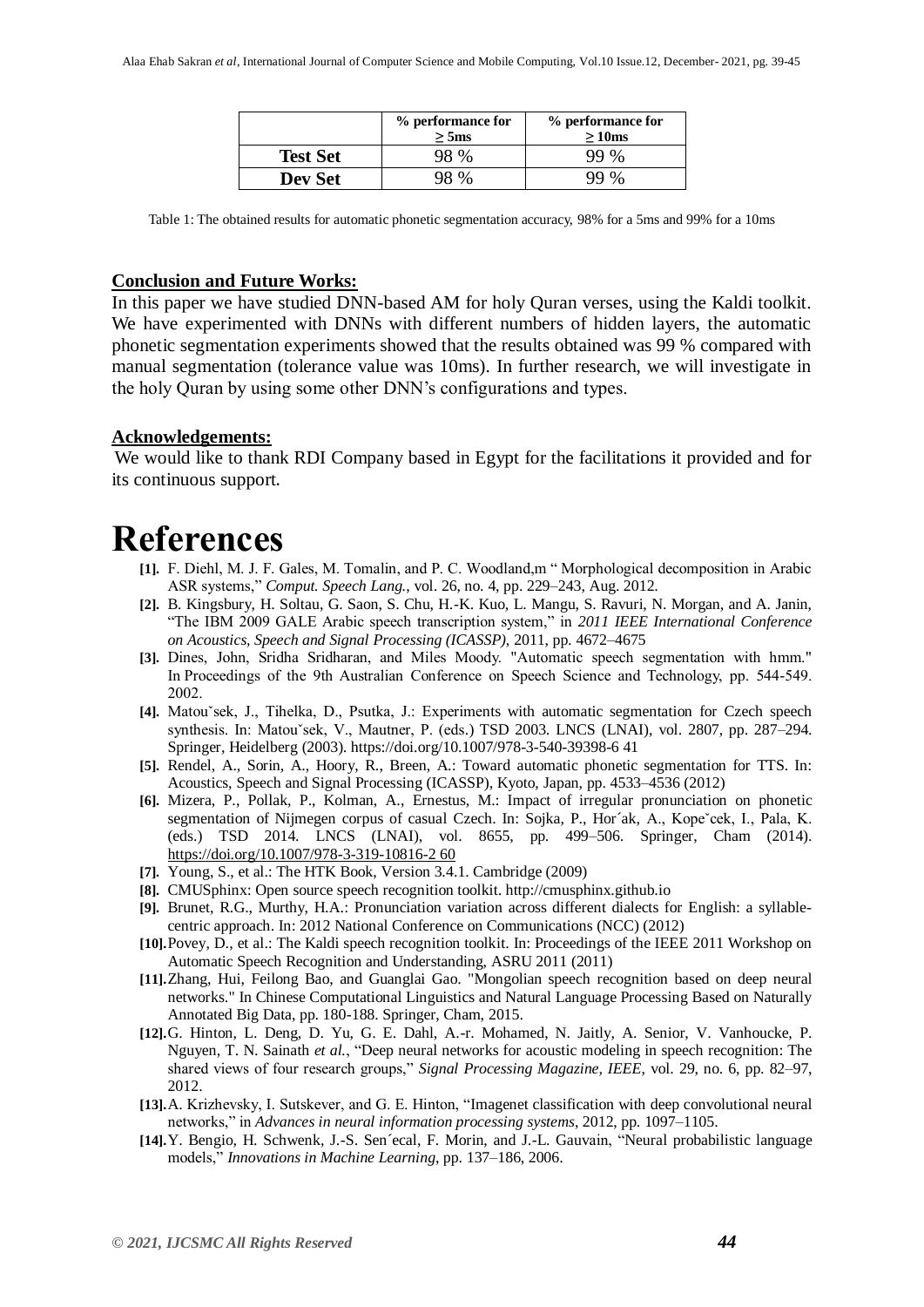| | % performance for ≥ 5ms | % performance for ≥ 10ms |
|---|---|---|
| **Test Set** | 98 % | 99 % |
| **Dev Set** | 98 % | 99 % |

Table 1: The obtained results for automatic phonetic segmentation accuracy, 98% for a 5ms and 99% for a 10ms

**Conclusion and Future Works:**

In this paper we have studied DNN-based AM for holy Quran verses, using the Kaldi toolkit. We have experimented with DNNs with different numbers of hidden layers, the automatic phonetic segmentation experiments showed that the results obtained was 99 % compared with manual segmentation (tolerance value was 10ms). In further research, we will investigate in the holy Quran by using some other DNN's configurations and types.

**Acknowledgements:**

We would like to thank RDI Company based in Egypt for the facilitations it provided and for its continuous support.

# References

**[1].** F. Diehl, M. J. F. Gales, M. Tomalin, and P. C. Woodland,m " Morphological decomposition in Arabic ASR systems," *Comput. Speech Lang.*, vol. 26, no. 4, pp. 229–243, Aug. 2012.

**[2].** B. Kingsbury, H. Soltau, G. Saon, S. Chu, H.-K. Kuo, L. Mangu, S. Ravuri, N. Morgan, and A. Janin, "The IBM 2009 GALE Arabic speech transcription system," in *2011 IEEE International Conference on Acoustics, Speech and Signal Processing (ICASSP)*, 2011, pp. 4672–4675

**[3].** Dines, John, Sridha Sridharan, and Miles Moody. "Automatic speech segmentation with hmm." In Proceedings of the 9th Australian Conference on Speech Science and Technology, pp. 544-549. 2002.

**[4].** Matouˇsek, J., Tihelka, D., Psutka, J.: Experiments with automatic segmentation for Czech speech synthesis. In: Matouˇsek, V., Mautner, P. (eds.) TSD 2003. LNCS (LNAI), vol. 2807, pp. 287–294. Springer, Heidelberg (2003). https://doi.org/10.1007/978-3-540-39398-6 41

**[5].** Rendel, A., Sorin, A., Hoory, R., Breen, A.: Toward automatic phonetic segmentation for TTS. In: Acoustics, Speech and Signal Processing (ICASSP), Kyoto, Japan, pp. 4533–4536 (2012)

**[6].** Mizera, P., Pollak, P., Kolman, A., Ernestus, M.: Impact of irregular pronunciation on phonetic segmentation of Nijmegen corpus of casual Czech. In: Sojka, P., Hor´ak, A., Kopeˇcek, I., Pala, K. (eds.) TSD 2014. LNCS (LNAI), vol. 8655, pp. 499–506. Springer, Cham (2014). https://doi.org/10.1007/978-3-319-10816-2 60

**[7].** Young, S., et al.: The HTK Book, Version 3.4.1. Cambridge (2009)

**[8].** CMUSphinx: Open source speech recognition toolkit. http://cmusphinx.github.io

**[9].** Brunet, R.G., Murthy, H.A.: Pronunciation variation across different dialects for English: a syllable-centric approach. In: 2012 National Conference on Communications (NCC) (2012)

**[10].** Povey, D., et al.: The Kaldi speech recognition toolkit. In: Proceedings of the IEEE 2011 Workshop on Automatic Speech Recognition and Understanding, ASRU 2011 (2011)

**[11].** Zhang, Hui, Feilong Bao, and Guanglai Gao. "Mongolian speech recognition based on deep neural networks." In Chinese Computational Linguistics and Natural Language Processing Based on Naturally Annotated Big Data, pp. 180-188. Springer, Cham, 2015.

**[12].** G. Hinton, L. Deng, D. Yu, G. E. Dahl, A.-r. Mohamed, N. Jaitly, A. Senior, V. Vanhoucke, P. Nguyen, T. N. Sainath *et al.*, "Deep neural networks for acoustic modeling in speech recognition: The shared views of four research groups," *Signal Processing Magazine, IEEE*, vol. 29, no. 6, pp. 82–97, 2012.

**[13].** A. Krizhevsky, I. Sutskever, and G. E. Hinton, "Imagenet classification with deep convolutional neural networks," in *Advances in neural information processing systems*, 2012, pp. 1097–1105.

**[14].** Y. Bengio, H. Schwenk, J.-S. Sen´ecal, F. Morin, and J.-L. Gauvain, "Neural probabilistic language models," *Innovations in Machine Learning*, pp. 137–186, 2006.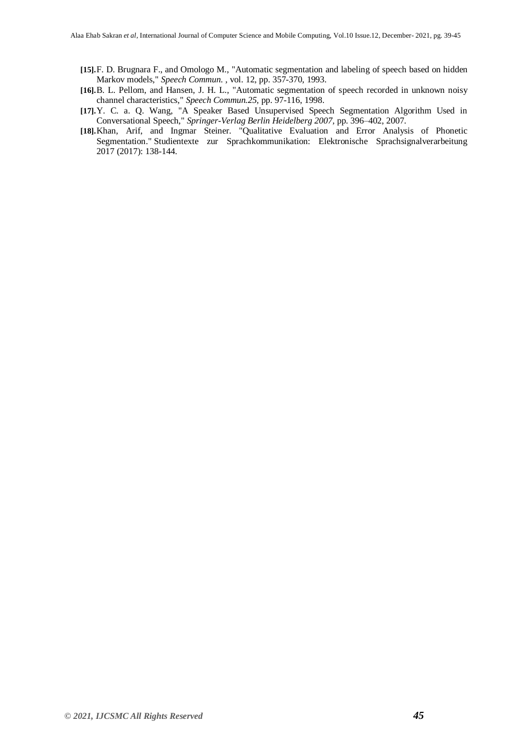**[15].** F. D. Brugnara F., and Omologo M., "Automatic segmentation and labeling of speech based on hidden Markov models," *Speech Commun.* , vol. 12, pp. 357-370, 1993.

**[16].** B. L. Pellom, and Hansen, J. H. L., "Automatic segmentation of speech recorded in unknown noisy channel characteristics," *Speech Commun.25*, pp. 97-116, 1998.

**[17].** Y. C. a. Q. Wang, "A Speaker Based Unsupervised Speech Segmentation Algorithm Used in Conversational Speech," *Springer-Verlag Berlin Heidelberg 2007*, pp. 396–402, 2007.

**[18].** Khan, Arif, and Ingmar Steiner. "Qualitative Evaluation and Error Analysis of Phonetic Segmentation." Studientexte zur Sprachkommunikation: Elektronische Sprachsignalverarbeitung 2017 (2017): 138-144.